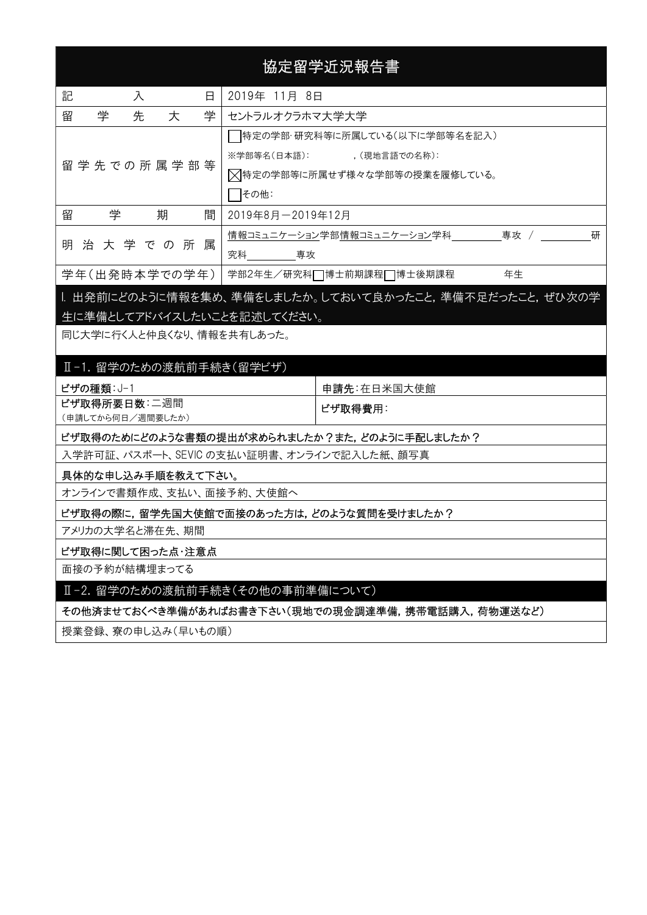# 協定留学近況報告書

| 記入日 | 2019年 11月 8日 |
|---|---|
| 留学先大学 | セントラルオクラホマ大学大学 |
| 留学先での所属学部等 | ☐特定の学部･研究科等に所属している(以下に学部等名を記入)<br>※学部等名(日本語): ,(現地言語での名称):<br>☒特定の学部等に所属せず様々な学部等の授業を履修している。<br>☐その他: |
| 留学期間 | 2019年8月－2019年12月 |
| 明治大学での所属 | 情報コミュニケーション学部情報コミュニケーション学科＿＿＿＿専攻 / ＿＿＿＿研究科＿＿＿＿専攻 |
| 学年(出発時本学での学年) | 学部2年生／研究科☐博士前期課程☐博士後期課程 年生 |

## Ⅰ. 出発前にどのように情報を集め、準備をしましたか。しておいて良かったこと，準備不足だったこと，ぜひ次の学生に準備としてアドバイスしたいことを記述してください。

同じ大学に行く人と仲良くなり、情報を共有しあった。

## Ⅱ－1. 留学のための渡航前手続き(留学ビザ)

| ビザの種類:J-1 | 申請先:在日米国大使館 |
|---|---|
| ビザ取得所要日数:二週間<br>(申請してから何日/週間要したか) | ビザ取得費用: |

**ビザ取得のためにどのような書類の提出が求められましたか？また，どのように手配しましたか？**

入学許可証、パスポート、SEVIC の支払い証明書、オンラインで記入した紙、顔写真

**具体的な申し込み手順を教えて下さい。**

オンラインで書類作成、支払い、面接予約、大使館へ

**ビザ取得の際に，留学先国大使館で面接のあった方は，どのような質問を受けましたか？**

アメリカの大学名と滞在先、期間

**ビザ取得に関して困った点･注意点**

面接の予約が結構埋まってる

## Ⅱ－2. 留学のための渡航前手続き(その他の事前準備について)

**その他済ませておくべき準備があればお書き下さい(現地での現金調達準備，携帯電話購入，荷物運送など)**

授業登録、寮の申し込み(早いもの順)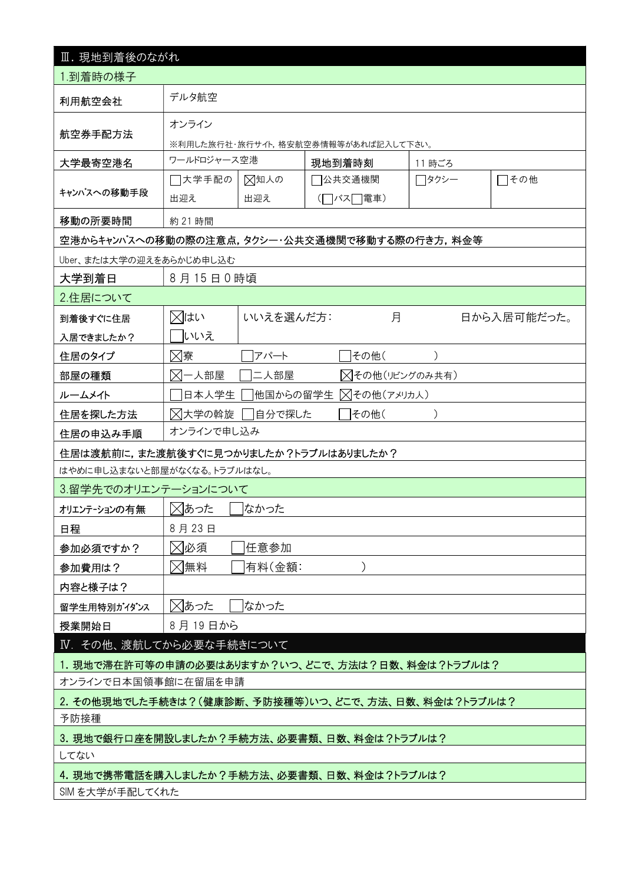## Ⅲ. 現地到着後のながれ

### 1.到着時の様子

| 利用航空会社 | デルタ航空 | | | |
|---|---|---|---|---|
| 航空券手配方法 | オンライン<br>※利用した旅行社･旅行サイト，格安航空券情報等があれば記入して下さい。 | | | |
| 大学最寄空港名 | ワールドロジャース空港 | 現地到着時刻 | 11 時ごろ | |
| ｷｬﾝﾊﾟｽへの移動手段 | ☐大学手配の出迎え | ☒知人の出迎え | ☐公共交通機関（☐バス☐電車） | ☐タクシー | ☐その他 |
| 移動の所要時間 | 約 21 時間 | | | |

**空港からｷｬﾝﾊﾟｽへの移動の際の注意点，タクシー･公共交通機関で移動する際の行き方，料金等**

Uber、または大学の迎えをあらかじめ申し込む

| 大学到着日 | 8 月 15 日 0 時頃 |
|---|---|

### 2.住居について

| 到着後すぐに住居入居できましたか？ | ☒はい<br>☐いいえ | いいえを選んだ方： 月 日から入居可能だった。 |
|---|---|---|
| 住居のタイプ | ☒寮 ☐アパート ☐その他（ ） | |
| 部屋の種類 | ☒一人部屋 ☐二人部屋 ☒その他（リビングのみ共有） | |
| ルームメイト | ☐日本人学生 ☐他国からの留学生 ☒その他（アメリカ人） | |
| 住居を探した方法 | ☒大学の斡旋 ☐自分で探した ☐その他（ ） | |
| 住居の申込み手順 | オンラインで申し込み | |

**住居は渡航前に，また渡航後すぐに見つかりましたか？トラブルはありましたか？**

はやめに申し込まないと部屋がなくなる。トラブルはなし。

### 3.留学先でのオリエンテーションについて

| オリエンテーションの有無 | ☒あった ☐なかった |
|---|---|
| 日程 | 8 月 23 日 |
| 参加必須ですか？ | ☒必須 ☐任意参加 |
| 参加費用は？ | ☒無料 ☐有料（金額： ） |
| 内容と様子は？ | |
| 留学生用特別ｶﾞｲﾀﾞﾝｽ | ☒あった ☐なかった |
| 授業開始日 | 8 月 19 日から |

## Ⅳ. その他、渡航してから必要な手続きについて

**1. 現地で滞在許可等の申請の必要はありますか？いつ、どこで、方法は？日数、料金は？トラブルは？**

オンラインで日本国領事館に在留届を申請

**2. その他現地でした手続きは？（健康診断、予防接種等）いつ、どこで、方法、日数、料金は？トラブルは？**

予防接種

**3. 現地で銀行口座を開設しましたか？手続方法、必要書類、日数、料金は？トラブルは？**

してない

**4. 現地で携帯電話を購入しましたか？手続方法、必要書類、日数、料金は？トラブルは？**

SIM を大学が手配してくれた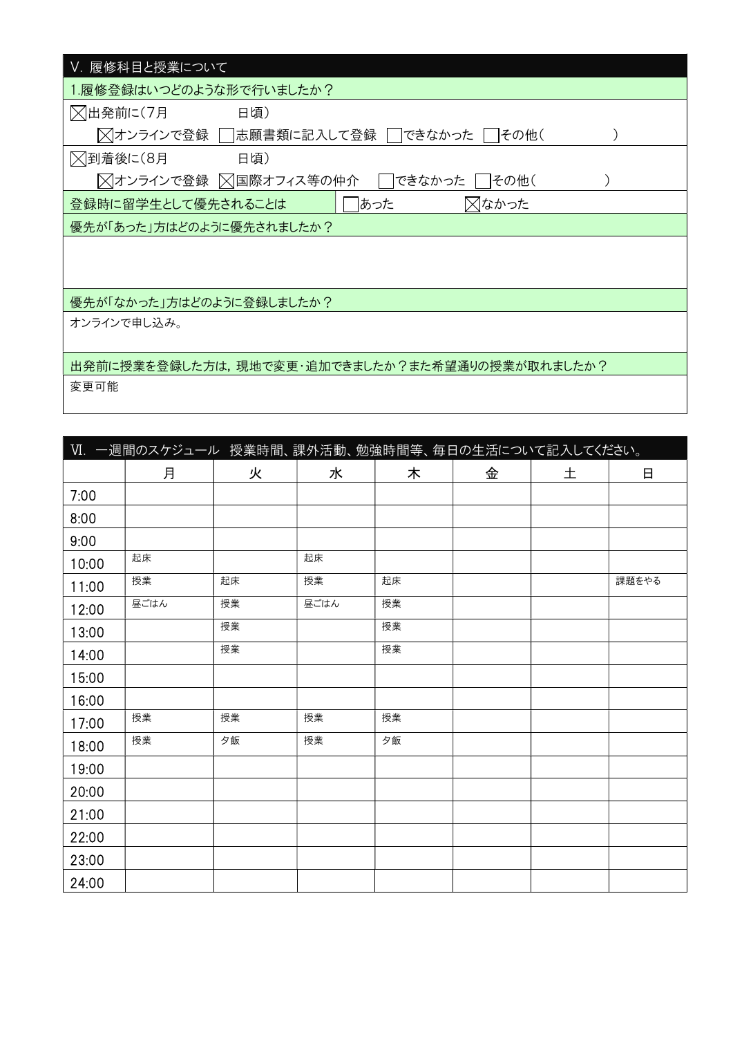## V. 履修科目と授業について

### 1.履修登録はいつどのような形で行いましたか？

☒出発前に(7月　　　　　日頃)

　☒オンラインで登録　☐志願書類に記入して登録　☐できなかった　☐その他(　　　　　　)

☒到着後に(8月　　　　　日頃)

　☒オンラインで登録　☒国際オフィス等の仲介　☐できなかった　☐その他(　　　　　　)

登録時に留学生として優先されることは　☐あった　☒なかった

**優先が「あった」方はどのように優先されましたか？**

**優先が「なかった」方はどのように登録しましたか？**

オンラインで申し込み。

**出発前に授業を登録した方は，現地で変更･追加できましたか？また希望通りの授業が取れましたか？**

変更可能

## VI. 一週間のスケジュール　授業時間、課外活動、勉強時間等、毎日の生活について記入してください。

| | 月 | 火 | 水 | 木 | 金 | 土 | 日 |
|---|---|---|---|---|---|---|---|
| 7:00 | | | | | | | |
| 8:00 | | | | | | | |
| 9:00 | | | | | | | |
| 10:00 | 起床 | | 起床 | | | | |
| 11:00 | 授業 | 起床 | 授業 | 起床 | | | 課題をやる |
| 12:00 | 昼ごはん | 授業 | 昼ごはん | 授業 | | | |
| 13:00 | | 授業 | | 授業 | | | |
| 14:00 | | 授業 | | 授業 | | | |
| 15:00 | | | | | | | |
| 16:00 | | | | | | | |
| 17:00 | 授業 | 授業 | 授業 | 授業 | | | |
| 18:00 | 授業 | 夕飯 | 授業 | 夕飯 | | | |
| 19:00 | | | | | | | |
| 20:00 | | | | | | | |
| 21:00 | | | | | | | |
| 22:00 | | | | | | | |
| 23:00 | | | | | | | |
| 24:00 | | | | | | | |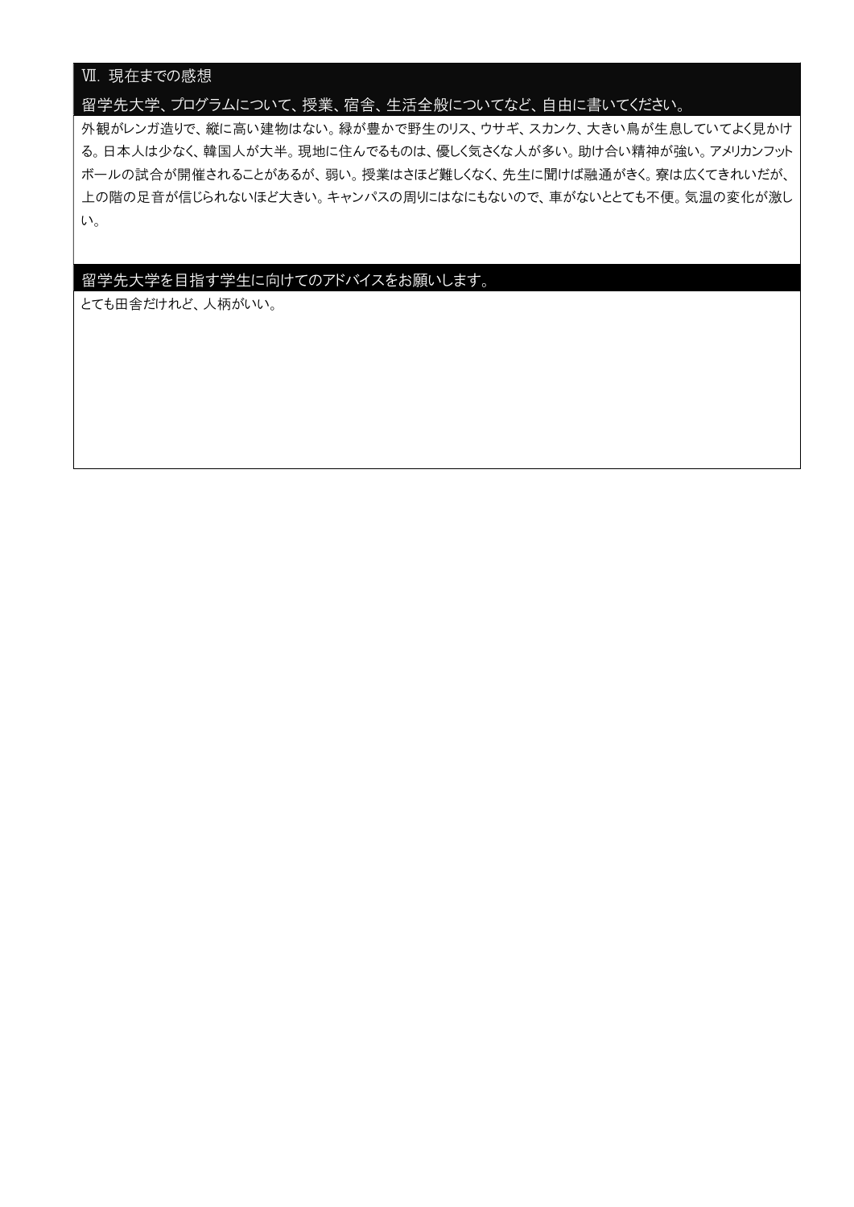## Ⅶ. 現在までの感想

### 留学先大学、プログラムについて、授業、宿舎、生活全般についてなど、自由に書いてください。

外観がレンガ造りで、縦に高い建物はない。緑が豊かで野生のリス、ウサギ、スカンク、大きい鳥が生息していてよく見かける。日本人は少なく、韓国人が大半。現地に住んでるものは、優しく気さくな人が多い。助け合い精神が強い。アメリカンフットボールの試合が開催されることがあるが、弱い。授業はさほど難しくなく、先生に聞けば融通がきく。寮は広くてきれいだが、上の階の足音が信じられないほど大きい。キャンパスの周りにはなにもないので、車がないととても不便。気温の変化が激しい。

### 留学先大学を目指す学生に向けてのアドバイスをお願いします。

とても田舎だけれど、人柄がいい。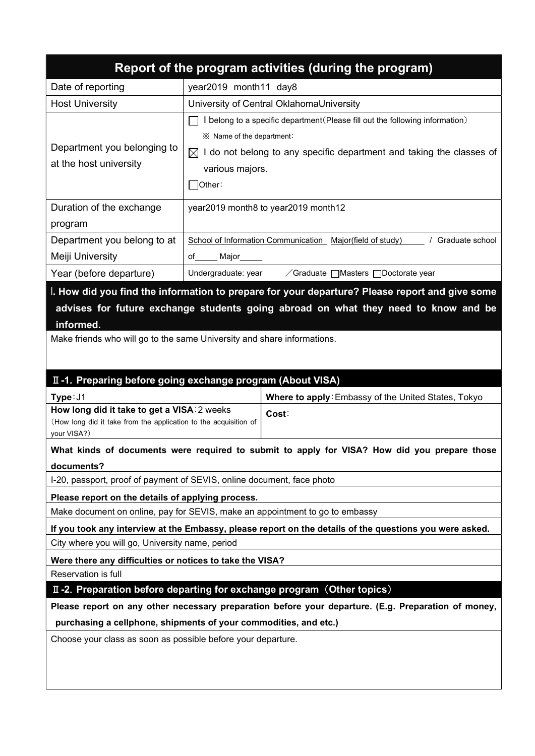# Report of the program activities (during the program)

| Date of reporting | year2019 month11 day8 |
|---|---|
| Host University | University of Central OklahomaUniversity |
| Department you belonging to at the host university | ☐ I belong to a specific department（Please fill out the following information）<br>※ Name of the department：<br>☒ I do not belong to any specific department and taking the classes of various majors.<br>☐Other： |
| Duration of the exchange program | year2019 month8 to year2019 month12 |
| Department you belong to at Meiji University | School of Information Communication Major(field of study)_____ / Graduate school of_____ Major_____ |
| Year (before departure) | Undergraduate: year ／Graduate ☐Masters ☐Doctorate year |

## Ⅰ. How did you find the information to prepare for your departure? Please report and give some advises for future exchange students going abroad on what they need to know and be informed.

Make friends who will go to the same University and share informations.

## Ⅱ-1. Preparing before going exchange program (About VISA)

| **Type**：J1 | **Where to apply**：Embassy of the United States, Tokyo |
|---|---|
| **How long did it take to get a VISA**：2 weeks<br>（How long did it take from the application to the acquisition of your VISA?） | **Cost**： |

**What kinds of documents were required to submit to apply for VISA? How did you prepare those documents?**

I-20, passport, proof of payment of SEVIS, online document, face photo

**Please report on the details of applying process.**

Make document on online, pay for SEVIS, make an appointment to go to embassy

**If you took any interview at the Embassy, please report on the details of the questions you were asked.**

City where you will go, University name, period

**Were there any difficulties or notices to take the VISA?**

Reservation is full

## Ⅱ-2. Preparation before departing for exchange program（Other topics）

**Please report on any other necessary preparation before your departure. (E.g. Preparation of money, purchasing a cellphone, shipments of your commodities, and etc.)**

Choose your class as soon as possible before your departure.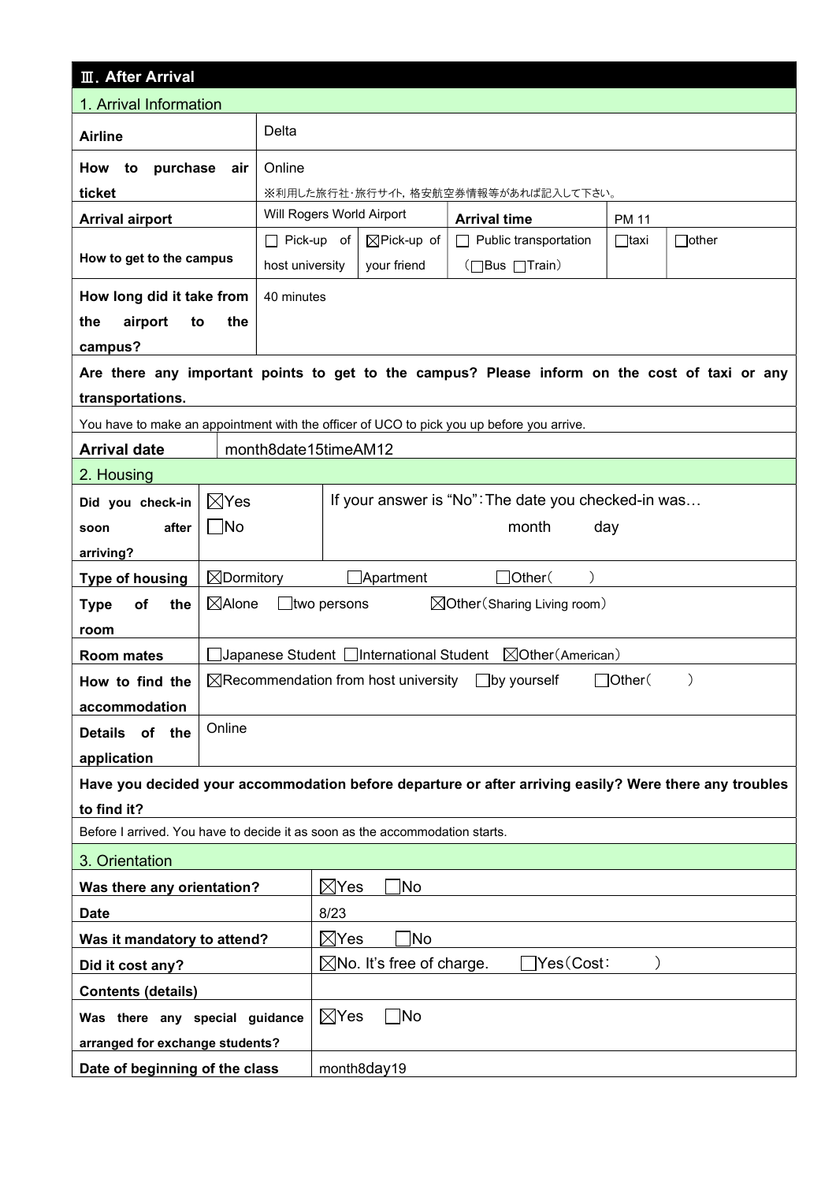## Ⅲ. After Arrival

### 1. Arrival Information

| | | | | | |
|---|---|---|---|---|---|
| **Airline** | Delta | | | | |
| **How to purchase air ticket** | Online<br>※利用した旅行社･旅行サイト, 格安航空券情報等があれば記入して下さい。 | | | | |
| **Arrival airport** | Will Rogers World Airport | | **Arrival time** | PM 11 | |
| **How to get to the campus** | ☐ Pick-up of host university | ☒Pick-up of your friend | ☐ Public transportation (☐Bus ☐Train) | ☐taxi | ☐other |
| **How long did it take from the airport to the campus?** | 40 minutes | | | | |

**Are there any important points to get to the campus? Please inform on the cost of taxi or any transportations.**

You have to make an appointment with the officer of UCO to pick you up before you arrive.

| | |
|---|---|
| **Arrival date** | month8date15timeAM12 |

### 2. Housing

| | | |
|---|---|---|
| **Did you check-in soon after arriving?** | ☒Yes ☐No | If your answer is "No": The date you checked-in was… month day |
| **Type of housing** | ☒Dormitory ☐Apartment ☐Other( ) | |
| **Type of the room** | ☒Alone ☐two persons ☒Other(Sharing Living room) | |
| **Room mates** | ☐Japanese Student ☐International Student ☒Other(American) | |
| **How to find the accommodation** | ☒Recommendation from host university ☐by yourself ☐Other( ) | |
| **Details of the application** | Online | |

**Have you decided your accommodation before departure or after arriving easily? Were there any troubles to find it?**

Before I arrived. You have to decide it as soon as the accommodation starts.

### 3. Orientation

| | |
|---|---|
| **Was there any orientation?** | ☒Yes ☐No |
| **Date** | 8/23 |
| **Was it mandatory to attend?** | ☒Yes ☐No |
| **Did it cost any?** | ☒No. It's free of charge. ☐Yes(Cost: ) |
| **Contents (details)** | |
| **Was there any special guidance arranged for exchange students?** | ☒Yes ☐No |
| **Date of beginning of the class** | month8day19 |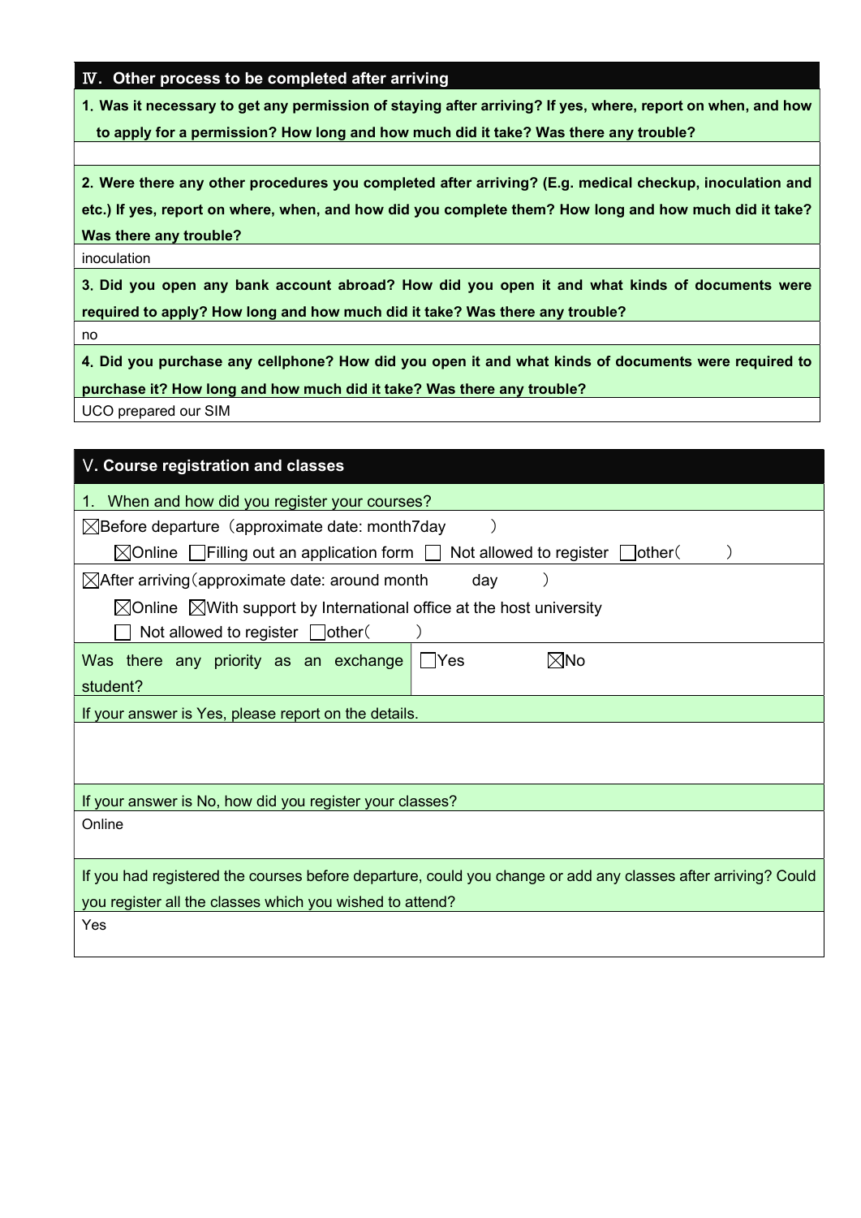## Ⅳ. Other process to be completed after arriving

**1. Was it necessary to get any permission of staying after arriving? If yes, where, report on when, and how to apply for a permission? How long and how much did it take? Was there any trouble?**

**2. Were there any other procedures you completed after arriving? (E.g. medical checkup, inoculation and etc.) If yes, report on where, when, and how did you complete them? How long and how much did it take? Was there any trouble?**

inoculation

**3. Did you open any bank account abroad? How did you open it and what kinds of documents were required to apply? How long and how much did it take? Was there any trouble?**

no

**4. Did you purchase any cellphone? How did you open it and what kinds of documents were required to purchase it? How long and how much did it take? Was there any trouble?**

UCO prepared our SIM

## Ⅴ. Course registration and classes

1. When and how did you register your courses?

☒Before departure（approximate date: month7day　　）

☒Online ☐Filling out an application form ☐ Not allowed to register ☐other（　　）

☒After arriving（approximate date: around month　　day　　）

☒Online ☒With support by International office at the host university

☐ Not allowed to register ☐other（　　）

| Was there any priority as an exchange student? | ☐Yes ☒No |
|---|---|

If your answer is Yes, please report on the details.

If your answer is No, how did you register your classes?

Online

If you had registered the courses before departure, could you change or add any classes after arriving? Could you register all the classes which you wished to attend?

Yes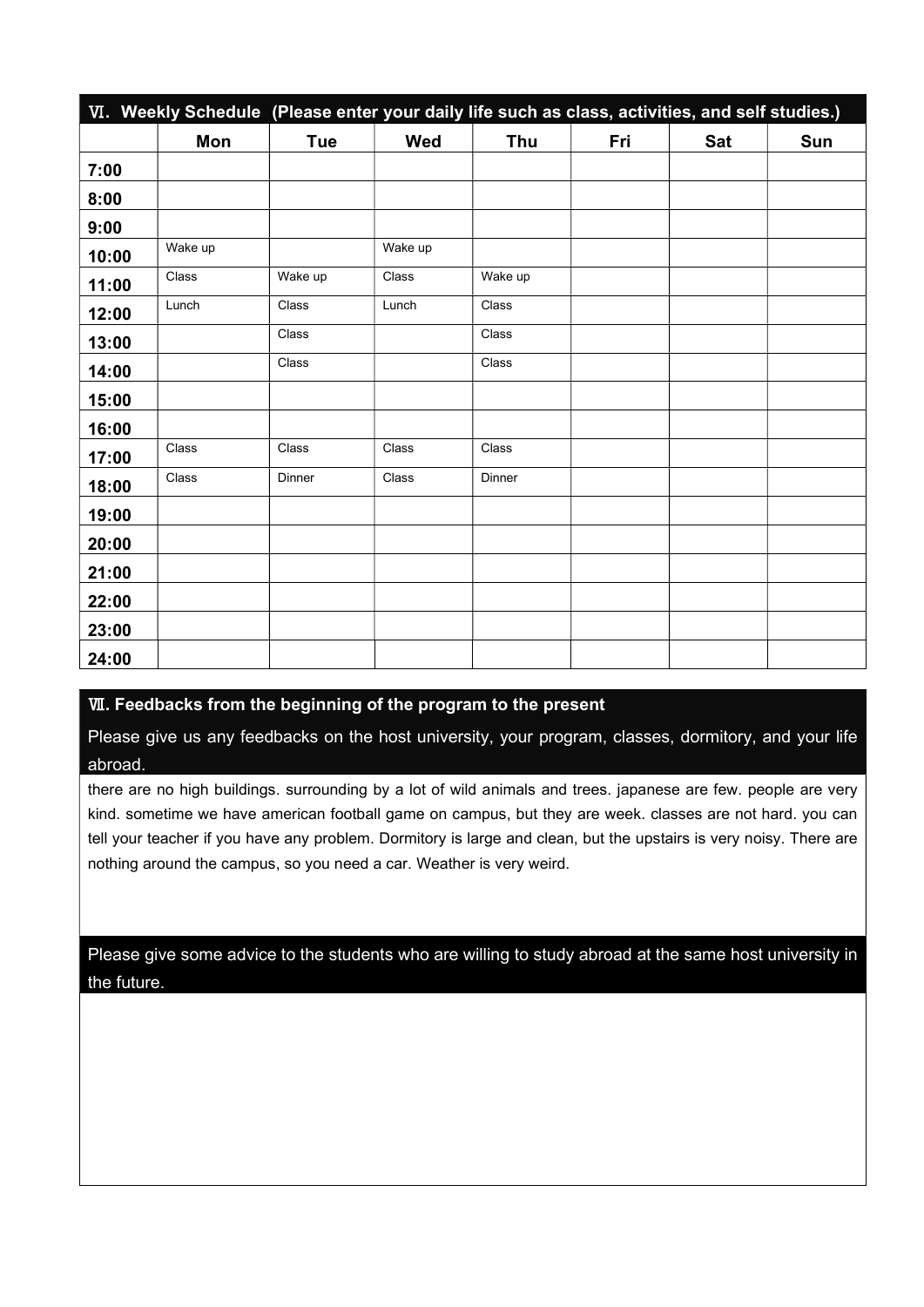## Ⅵ. Weekly Schedule (Please enter your daily life such as class, activities, and self studies.)

| | Mon | Tue | Wed | Thu | Fri | Sat | Sun |
|---|---|---|---|---|---|---|---|
| 7:00 | | | | | | | |
| 8:00 | | | | | | | |
| 9:00 | | | | | | | |
| 10:00 | Wake up | | Wake up | | | | |
| 11:00 | Class | Wake up | Class | Wake up | | | |
| 12:00 | Lunch | Class | Lunch | Class | | | |
| 13:00 | | Class | | Class | | | |
| 14:00 | | Class | | Class | | | |
| 15:00 | | | | | | | |
| 16:00 | | | | | | | |
| 17:00 | Class | Class | Class | Class | | | |
| 18:00 | Class | Dinner | Class | Dinner | | | |
| 19:00 | | | | | | | |
| 20:00 | | | | | | | |
| 21:00 | | | | | | | |
| 22:00 | | | | | | | |
| 23:00 | | | | | | | |
| 24:00 | | | | | | | |

## Ⅶ. Feedbacks from the beginning of the program to the present

Please give us any feedbacks on the host university, your program, classes, dormitory, and your life abroad.

there are no high buildings. surrounding by a lot of wild animals and trees. japanese are few. people are very kind. sometime we have american football game on campus, but they are week. classes are not hard. you can tell your teacher if you have any problem. Dormitory is large and clean, but the upstairs is very noisy. There are nothing around the campus, so you need a car. Weather is very weird.

Please give some advice to the students who are willing to study abroad at the same host university in the future.